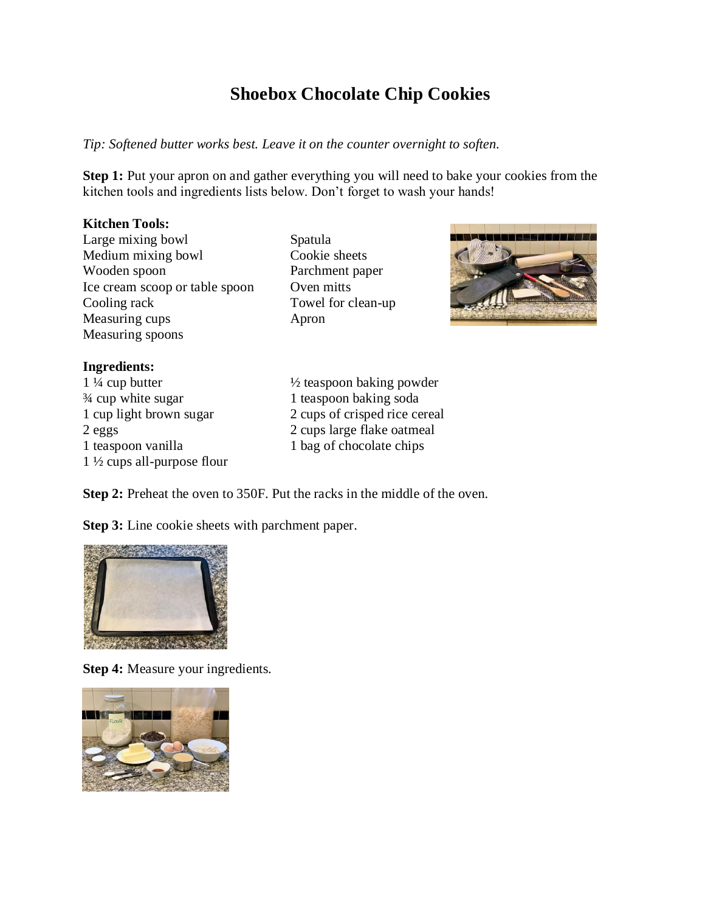# Shoebox Chocolate Chip Cookies

*Tip: Softened butter works best. Leave it on the counter overnight to soften.*

**Step 1:** Put your apron on and gather everything you will need to bake your cookies from the kitchen tools and ingredients lists below. Don't forget to wash your hands!

**Kitchen Tools:**

Large mixing bowl
Medium mixing bowl
Wooden spoon
Ice cream scoop or table spoon
Cooling rack
Measuring cups
Measuring spoons
Spatula
Cookie sheets
Parchment paper
Oven mitts
Towel for clean-up
Apron

**Ingredients:**

1 ¼ cup butter
¾ cup white sugar
1 cup light brown sugar
2 eggs
1 teaspoon vanilla
1 ½ cups all-purpose flour
½ teaspoon baking powder
1 teaspoon baking soda
2 cups of crisped rice cereal
2 cups large flake oatmeal
1 bag of chocolate chips

**Step 2:** Preheat the oven to 350F. Put the racks in the middle of the oven.

**Step 3:** Line cookie sheets with parchment paper.

**Step 4:** Measure your ingredients.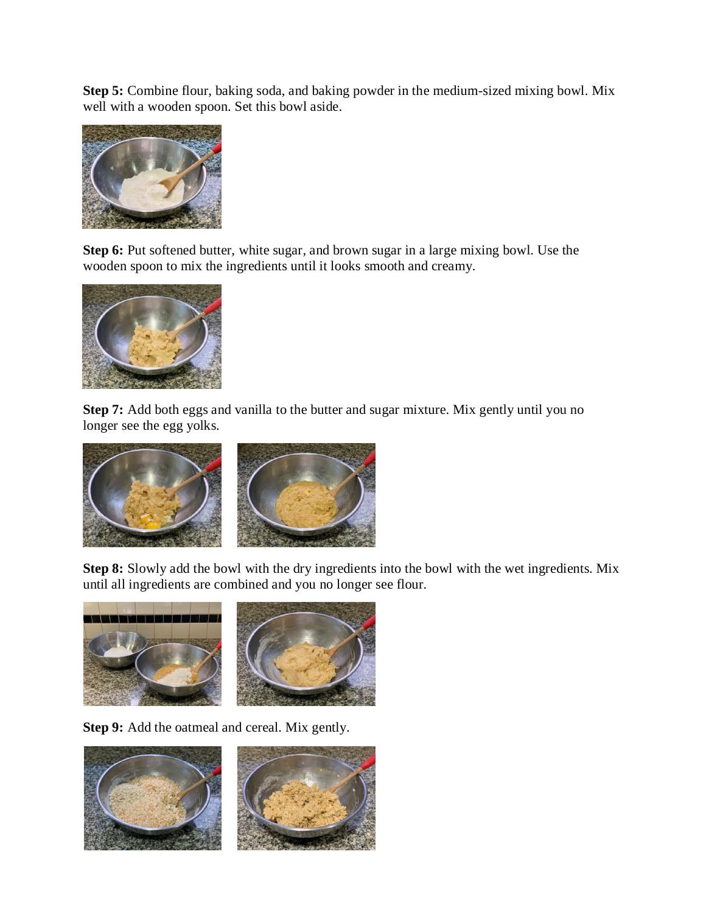**Step 5:** Combine flour, baking soda, and baking powder in the medium-sized mixing bowl. Mix well with a wooden spoon. Set this bowl aside.

**Step 6:** Put softened butter, white sugar, and brown sugar in a large mixing bowl. Use the wooden spoon to mix the ingredients until it looks smooth and creamy.

**Step 7:** Add both eggs and vanilla to the butter and sugar mixture. Mix gently until you no longer see the egg yolks.

**Step 8:** Slowly add the bowl with the dry ingredients into the bowl with the wet ingredients. Mix until all ingredients are combined and you no longer see flour.

**Step 9:** Add the oatmeal and cereal. Mix gently.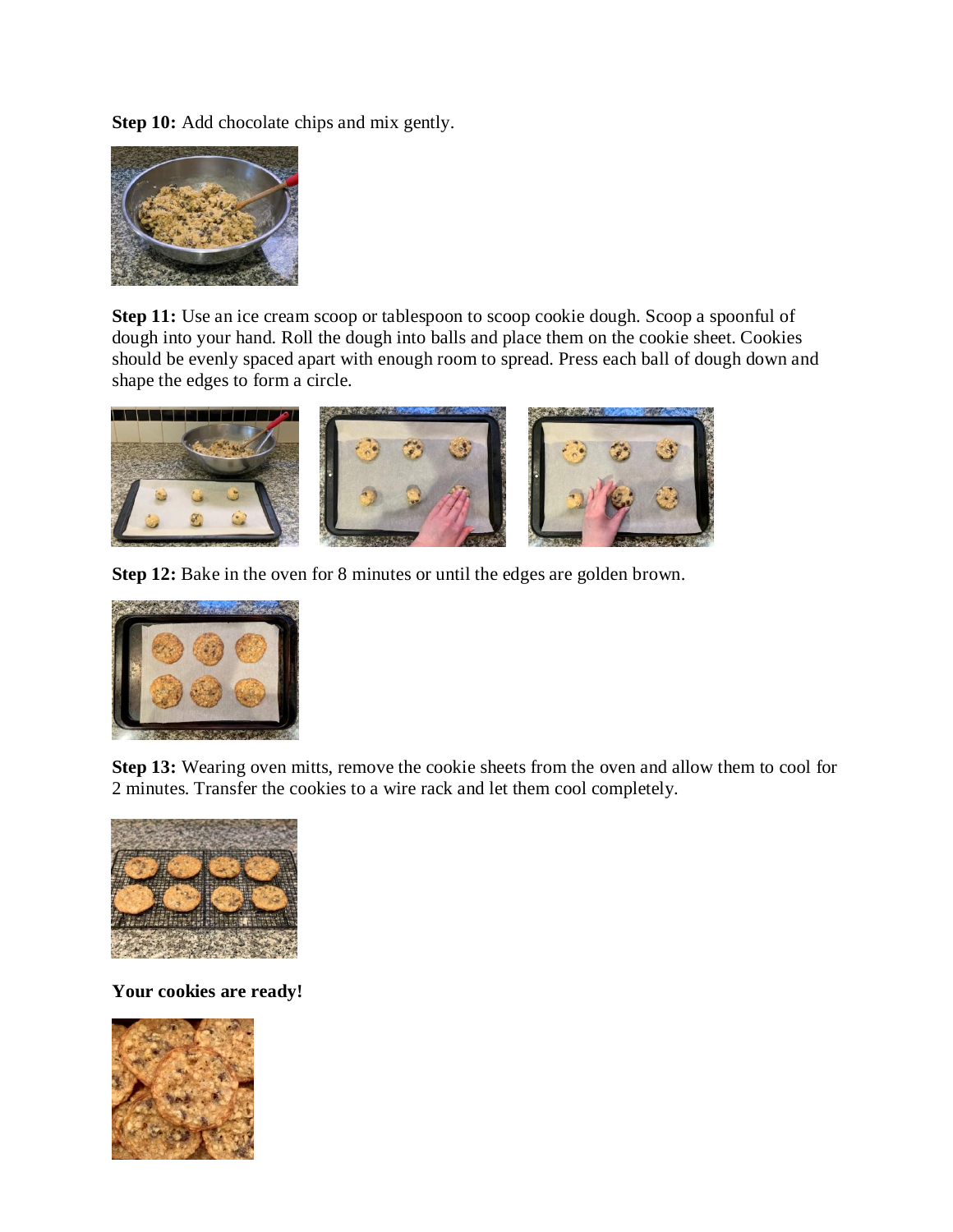**Step 10:** Add chocolate chips and mix gently.

**Step 11:** Use an ice cream scoop or tablespoon to scoop cookie dough. Scoop a spoonful of dough into your hand. Roll the dough into balls and place them on the cookie sheet. Cookies should be evenly spaced apart with enough room to spread. Press each ball of dough down and shape the edges to form a circle.

**Step 12:** Bake in the oven for 8 minutes or until the edges are golden brown.

**Step 13:** Wearing oven mitts, remove the cookie sheets from the oven and allow them to cool for 2 minutes. Transfer the cookies to a wire rack and let them cool completely.

**Your cookies are ready!**